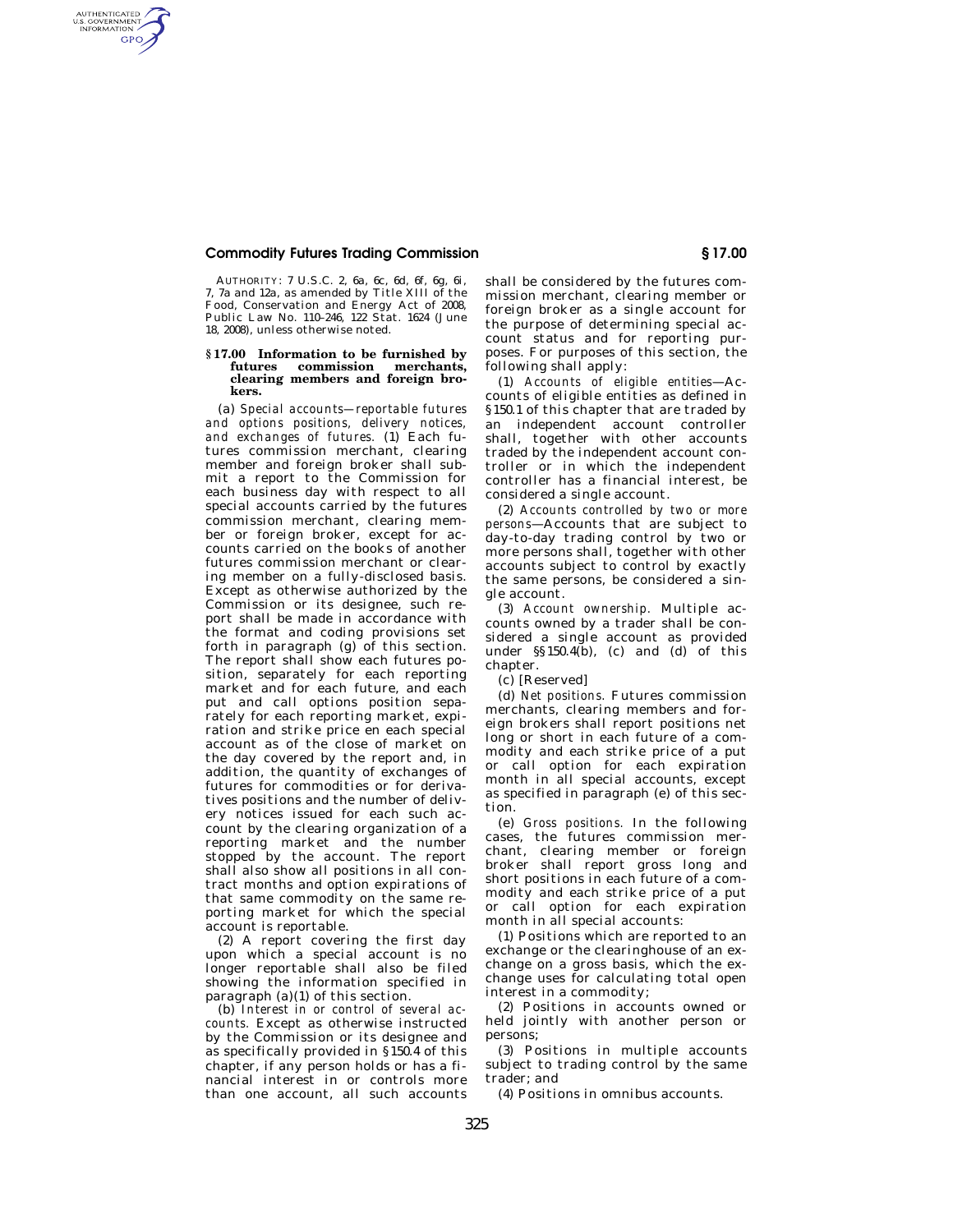AUTHORITY: 7 U.S.C. 2, 6a, 6c, 6d, 6f, 6g, 6i, 7, 7a and 12a, as amended by Title XIII of the Food, Conservation and Energy Act of 2008, Public Law No. 110–246, 122 Stat. 1624 (June 18, 2008), unless otherwise noted.

## § 17.00 Information to be furnished by futures commission merchants, clearing members and foreign brokers.

(a) *Special accounts—reportable futures and options positions, delivery notices, and exchanges of futures.* (1) Each futures commission merchant, clearing member and foreign broker shall submit a report to the Commission for each business day with respect to all special accounts carried by the futures commission merchant, clearing member or foreign broker, except for accounts carried on the books of another futures commission merchant or clearing member on a fully-disclosed basis. Except as otherwise authorized by the Commission or its designee, such report shall be made in accordance with the format and coding provisions set forth in paragraph (g) of this section. The report shall show each futures position, separately for each reporting market and for each future, and each put and call options position separately for each reporting market, expiration and strike price en each special account as of the close of market on the day covered by the report and, in addition, the quantity of exchanges of futures for commodities or for derivatives positions and the number of delivery notices issued for each such account by the clearing organization of a reporting market and the number stopped by the account. The report shall also show all positions in all contract months and option expirations of that same commodity on the same reporting market for which the special account is reportable.

(2) A report covering the first day upon which a special account is no longer reportable shall also be filed showing the information specified in paragraph (a)(1) of this section.

(b) *Interest in or control of several accounts.* Except as otherwise instructed by the Commission or its designee and as specifically provided in §150.4 of this chapter, if any person holds or has a financial interest in or controls more than one account, all such accounts shall be considered by the futures commission merchant, clearing member or foreign broker as a single account for the purpose of determining special account status and for reporting purposes. For purposes of this section, the following shall apply:

(1) *Accounts of eligible entities*—Accounts of eligible entities as defined in §150.1 of this chapter that are traded by an independent account controller shall, together with other accounts traded by the independent account controller or in which the independent controller has a financial interest, be considered a single account.

(2) *Accounts controlled by two or more persons*—Accounts that are subject to day-to-day trading control by two or more persons shall, together with other accounts subject to control by exactly the same persons, be considered a single account.

(3) *Account ownership.* Multiple accounts owned by a trader shall be considered a single account as provided under §§150.4(b), (c) and (d) of this chapter.

(c) [Reserved]

(d) *Net positions.* Futures commission merchants, clearing members and foreign brokers shall report positions net long or short in each future of a commodity and each strike price of a put or call option for each expiration month in all special accounts, except as specified in paragraph (e) of this section.

(e) *Gross positions.* In the following cases, the futures commission merchant, clearing member or foreign broker shall report gross long and short positions in each future of a commodity and each strike price of a put or call option for each expiration month in all special accounts:

(1) Positions which are reported to an exchange or the clearinghouse of an exchange on a gross basis, which the exchange uses for calculating total open interest in a commodity;

(2) Positions in accounts owned or held jointly with another person or persons;

(3) Positions in multiple accounts subject to trading control by the same trader; and

(4) Positions in omnibus accounts.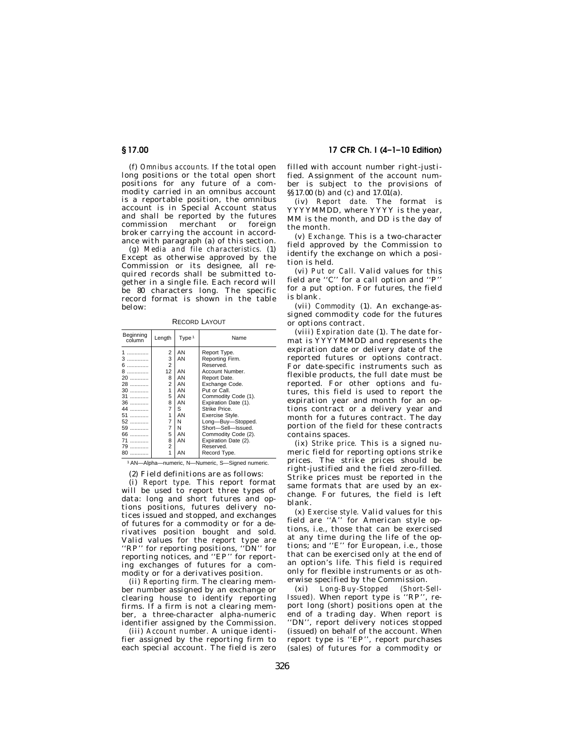(f) *Omnibus accounts.* If the total open long positions or the total open short positions for any future of a commodity carried in an omnibus account is a reportable position, the omnibus account is in Special Account status and shall be reported by the futures commission merchant or foreign broker carrying the account in accordance with paragraph (a) of this section.

(g) *Media and file characteristics.* (1) Except as otherwise approved by the Commission or its designee, all required records shall be submitted together in a single file. Each record will be 80 characters long. The specific record format is shown in the table below:

RECORD LAYOUT

| Beginning column | Length | Type [1] | Name |
|---|---|---|---|
| 1 .............. | 2 | AN | Report Type. |
| 3 .............. | 3 | AN | Reporting Firm. |
| 6 .............. | 2 | | Reserved. |
| 8 .............. | 12 | AN | Account Number. |
| 20 ............ | 8 | AN | Report Date. |
| 28 ............ | 2 | AN | Exchange Code. |
| 30 ............ | 1 | AN | Put or Call. |
| 31 ............ | 5 | AN | Commodity Code (1). |
| 36 ............ | 8 | AN | Expiration Date (1). |
| 44 ............ | 7 | S | Strike Price. |
| 51 ............ | 1 | AN | Exercise Style. |
| 52 ............ | 7 | N | Long—Buy—Stopped. |
| 59 ............ | 7 | N | Short—Sell—Issued. |
| 66 ............ | 5 | AN | Commodity Code (2). |
| 71 ............ | 8 | AN | Expiration Date (2). |
| 79 ............ | 2 | | Reserved. |
| 80 ............ | 1 | AN | Record Type. |

[1] AN—Alpha—numeric, N—Numeric, S—Signed numeric.

(2) Field definitions are as follows:

(i) *Report type.* This report format will be used to report three types of data: long and short futures and options positions, futures delivery notices issued and stopped, and exchanges of futures for a commodity or for a derivatives position bought and sold. Valid values for the report type are ''RP'' for reporting positions, ''DN'' for reporting notices, and ''EP'' for reporting exchanges of futures for a commodity or for a derivatives position.

(ii) *Reporting firm.* The clearing member number assigned by an exchange or clearing house to identify reporting firms. If a firm is not a clearing member, a three-character alpha-numeric identifier assigned by the Commission.

(iii) *Account number.* A unique identifier assigned by the reporting firm to each special account. The field is zero filled with account number right-justified. Assignment of the account number is subject to the provisions of §§17.00 (b) and (c) and 17.01(a).

(iv) *Report date.* The format is YYYYMMDD, where YYYY is the year, MM is the month, and DD is the day of the month.

(v) *Exchange.* This is a two-character field approved by the Commission to identify the exchange on which a position is held.

(vi) *Put or Call.* Valid values for this field are ''C'' for a call option and ''P'' for a put option. For futures, the field is blank.

(vii) *Commodity* (1). An exchange-assigned commodity code for the futures or options contract.

(viii) *Expiration date* (1). The date format is YYYYMMDD and represents the expiration date or delivery date of the reported futures or options contract. For date-specific instruments such as flexible products, the full date must be reported. For other options and futures, this field is used to report the expiration year and month for an options contract or a delivery year and month for a futures contract. The day portion of the field for these contracts contains spaces.

(ix) *Strike price.* This is a signed numeric field for reporting options strike prices. The strike prices should be right-justified and the field zero-filled. Strike prices must be reported in the same formats that are used by an exchange. For futures, the field is left blank.

(x) *Exercise style.* Valid values for this field are ''A'' for American style options, i.e., those that can be exercised at any time during the life of the options; and ''E'' for European, i.e., those that can be exercised only at the end of an option's life. This field is required only for flexible instruments or as otherwise specified by the Commission.

(xi) *Long-Buy-Stopped (Short-Sell-Issued).* When report type is ''RP'', report long (short) positions open at the end of a trading day. When report is ''DN'', report delivery notices stopped (issued) on behalf of the account. When report type is ''EP'', report purchases (sales) of futures for a commodity or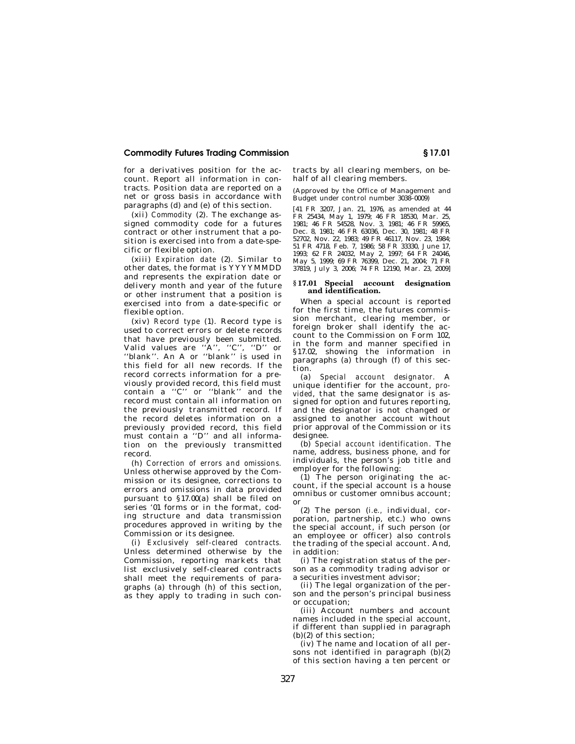for a derivatives position for the account. Report all information in contracts. Position data are reported on a net or gross basis in accordance with paragraphs (d) and (e) of this section.

(xii) *Commodity* (2). The exchange assigned commodity code for a futures contract or other instrument that a position is exercised into from a date-specific or flexible option.

(xiii) *Expiration date* (2). Similar to other dates, the format is YYYYMMDD and represents the expiration date or delivery month and year of the future or other instrument that a position is exercised into from a date-specific or flexible option.

(xiv) *Record type* (1). Record type is used to correct errors or delete records that have previously been submitted. Valid values are ''A'', ''C'', ''D'' or ''blank''. An A or ''blank'' is used in this field for all new records. If the record corrects information for a previously provided record, this field must contain a ''C'' or ''blank'' and the record must contain all information on the previously transmitted record. If the record deletes information on a previously provided record, this field must contain a ''D'' and all information on the previously transmitted record.

(h) *Correction of errors and omissions.* Unless otherwise approved by the Commission or its designee, corrections to errors and omissions in data provided pursuant to §17.00(a) shall be filed on series '01 forms or in the format, coding structure and data transmission procedures approved in writing by the Commission or its designee.

(i) *Exclusively self-cleared contracts.* Unless determined otherwise by the Commission, reporting markets that list exclusively self-cleared contracts shall meet the requirements of paragraphs (a) through (h) of this section, as they apply to trading in such contracts by all clearing members, on behalf of all clearing members.

(Approved by the Office of Management and Budget under control number 3038–0009)

[41 FR 3207, Jan. 21, 1976, as amended at 44 FR 25434, May 1, 1979; 46 FR 18530, Mar. 25, 1981; 46 FR 54528, Nov. 3, 1981; 46 FR 59965, Dec. 8, 1981; 46 FR 63036, Dec. 30, 1981; 48 FR 52702, Nov. 22, 1983; 49 FR 46117, Nov. 23, 1984; 51 FR 4718, Feb. 7, 1986; 58 FR 33330, June 17, 1993; 62 FR 24032, May 2, 1997; 64 FR 24046, May 5, 1999; 69 FR 76399, Dec. 21, 2004; 71 FR 37819, July 3, 2006; 74 FR 12190, Mar. 23, 2009]

### §17.01 Special account designation and identification.

When a special account is reported for the first time, the futures commission merchant, clearing member, or foreign broker shall identify the account to the Commission on Form 102, in the form and manner specified in §17.02, showing the information in paragraphs (a) through (f) of this section.

(a) *Special account designator.* A unique identifier for the account, *provided*, that the same designator is assigned for option and futures reporting, and the designator is not changed or assigned to another account without prior approval of the Commission or its designee.

(b) *Special account identification.* The name, address, business phone, and for individuals, the person's job title and employer for the following:

(1) The person originating the account, if the special account is a house omnibus or customer omnibus account; or

(2) The person (*i.e.*, individual, corporation, partnership, etc.) who owns the special account, if such person (or an employee or officer) also controls the trading of the special account. And, in addition:

(i) The registration status of the person as a commodity trading advisor or a securities investment advisor;

(ii) The legal organization of the person and the person's principal business or occupation;

(iii) Account numbers and account names included in the special account, if different than supplied in paragraph (b)(2) of this section;

(iv) The name and location of all persons not identified in paragraph (b)(2) of this section having a ten percent or